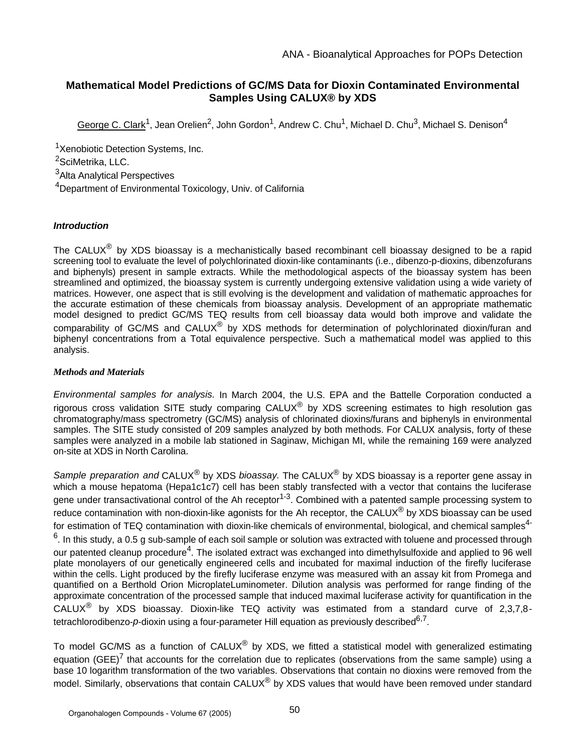ANA - Bioanalytical Approaches for POPs Detection

# Mathematical Model Predictions of GC/MS Data for Dioxin Contaminated Environmental Samples Using CALUX® by XDS

George C. Clark[1], Jean Orelien[2], John Gordon[1], Andrew C. Chu[1], Michael D. Chu[3], Michael S. Denison[4]

[1]Xenobiotic Detection Systems, Inc.
[2]SciMetrika, LLC.
[3]Alta Analytical Perspectives
[4]Department of Environmental Toxicology, Univ. of California

### *Introduction*

The CALUX® by XDS bioassay is a mechanistically based recombinant cell bioassay designed to be a rapid screening tool to evaluate the level of polychlorinated dioxin-like contaminants (i.e., dibenzo-p-dioxins, dibenzofurans and biphenyls) present in sample extracts. While the methodological aspects of the bioassay system has been streamlined and optimized, the bioassay system is currently undergoing extensive validation using a wide variety of matrices. However, one aspect that is still evolving is the development and validation of mathematic approaches for the accurate estimation of these chemicals from bioassay analysis. Development of an appropriate mathematic model designed to predict GC/MS TEQ results from cell bioassay data would both improve and validate the comparability of GC/MS and CALUX® by XDS methods for determination of polychlorinated dioxin/furan and biphenyl concentrations from a Total equivalence perspective. Such a mathematical model was applied to this analysis.

### *Methods and Materials*

*Environmental samples for analysis.* In March 2004, the U.S. EPA and the Battelle Corporation conducted a rigorous cross validation SITE study comparing CALUX® by XDS screening estimates to high resolution gas chromatography/mass spectrometry (GC/MS) analysis of chlorinated dioxins/furans and biphenyls in environmental samples. The SITE study consisted of 209 samples analyzed by both methods. For CALUX analysis, forty of these samples were analyzed in a mobile lab stationed in Saginaw, Michigan MI, while the remaining 169 were analyzed on-site at XDS in North Carolina.

*Sample preparation and* CALUX® by XDS *bioassay.* The CALUX® by XDS bioassay is a reporter gene assay in which a mouse hepatoma (Hepa1c1c7) cell has been stably transfected with a vector that contains the luciferase gene under transactivational control of the Ah receptor[1-3]. Combined with a patented sample processing system to reduce contamination with non-dioxin-like agonists for the Ah receptor, the CALUX® by XDS bioassay can be used for estimation of TEQ contamination with dioxin-like chemicals of environmental, biological, and chemical samples[4-6]. In this study, a 0.5 g sub-sample of each soil sample or solution was extracted with toluene and processed through our patented cleanup procedure[4]. The isolated extract was exchanged into dimethylsulfoxide and applied to 96 well plate monolayers of our genetically engineered cells and incubated for maximal induction of the firefly luciferase within the cells. Light produced by the firefly luciferase enzyme was measured with an assay kit from Promega and quantified on a Berthold Orion MicroplateLuminometer. Dilution analysis was performed for range finding of the approximate concentration of the processed sample that induced maximal luciferase activity for quantification in the CALUX® by XDS bioassay. Dioxin-like TEQ activity was estimated from a standard curve of 2,3,7,8-tetrachlorodibenzo-*p*-dioxin using a four-parameter Hill equation as previously described[6,7].

To model GC/MS as a function of CALUX® by XDS, we fitted a statistical model with generalized estimating equation (GEE)[7] that accounts for the correlation due to replicates (observations from the same sample) using a base 10 logarithm transformation of the two variables. Observations that contain no dioxins were removed from the model. Similarly, observations that contain CALUX® by XDS values that would have been removed under standard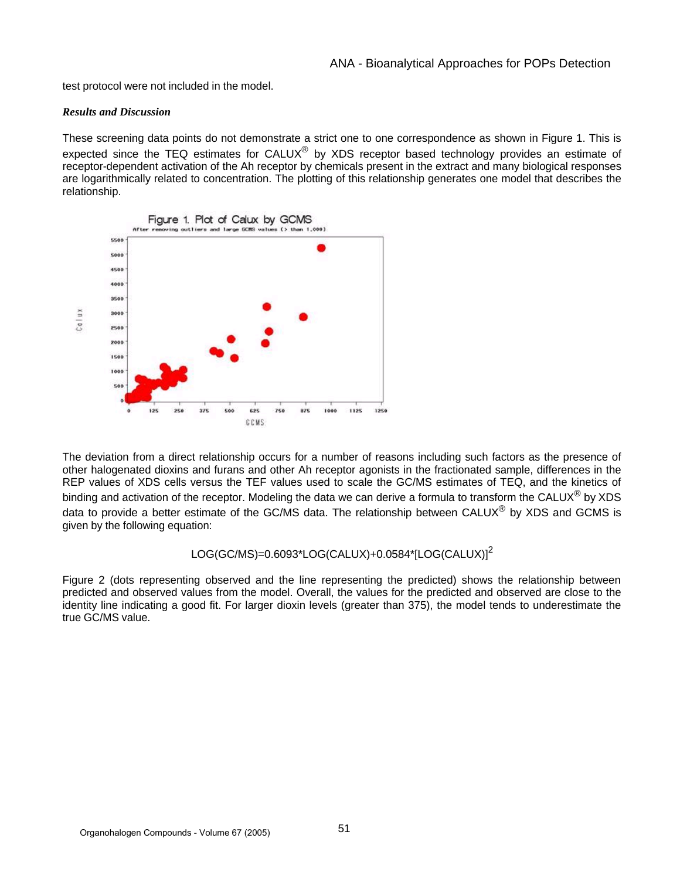test protocol were not included in the model.

***Results and Discussion***

These screening data points do not demonstrate a strict one to one correspondence as shown in Figure 1. This is expected since the TEQ estimates for CALUX® by XDS receptor based technology provides an estimate of receptor-dependent activation of the Ah receptor by chemicals present in the extract and many biological responses are logarithmically related to concentration. The plotting of this relationship generates one model that describes the relationship.

The deviation from a direct relationship occurs for a number of reasons including such factors as the presence of other halogenated dioxins and furans and other Ah receptor agonists in the fractionated sample, differences in the REP values of XDS cells versus the TEF values used to scale the GC/MS estimates of TEQ, and the kinetics of binding and activation of the receptor. Modeling the data we can derive a formula to transform the CALUX® by XDS data to provide a better estimate of the GC/MS data. The relationship between CALUX® by XDS and GCMS is given by the following equation:

$$\mathrm{LOG(GC/MS)}=0.6093*\mathrm{LOG(CALUX)}+0.0584*[\mathrm{LOG(CALUX)}]^2$$

Figure 2 (dots representing observed and the line representing the predicted) shows the relationship between predicted and observed values from the model. Overall, the values for the predicted and observed are close to the identity line indicating a good fit. For larger dioxin levels (greater than 375), the model tends to underestimate the true GC/MS value.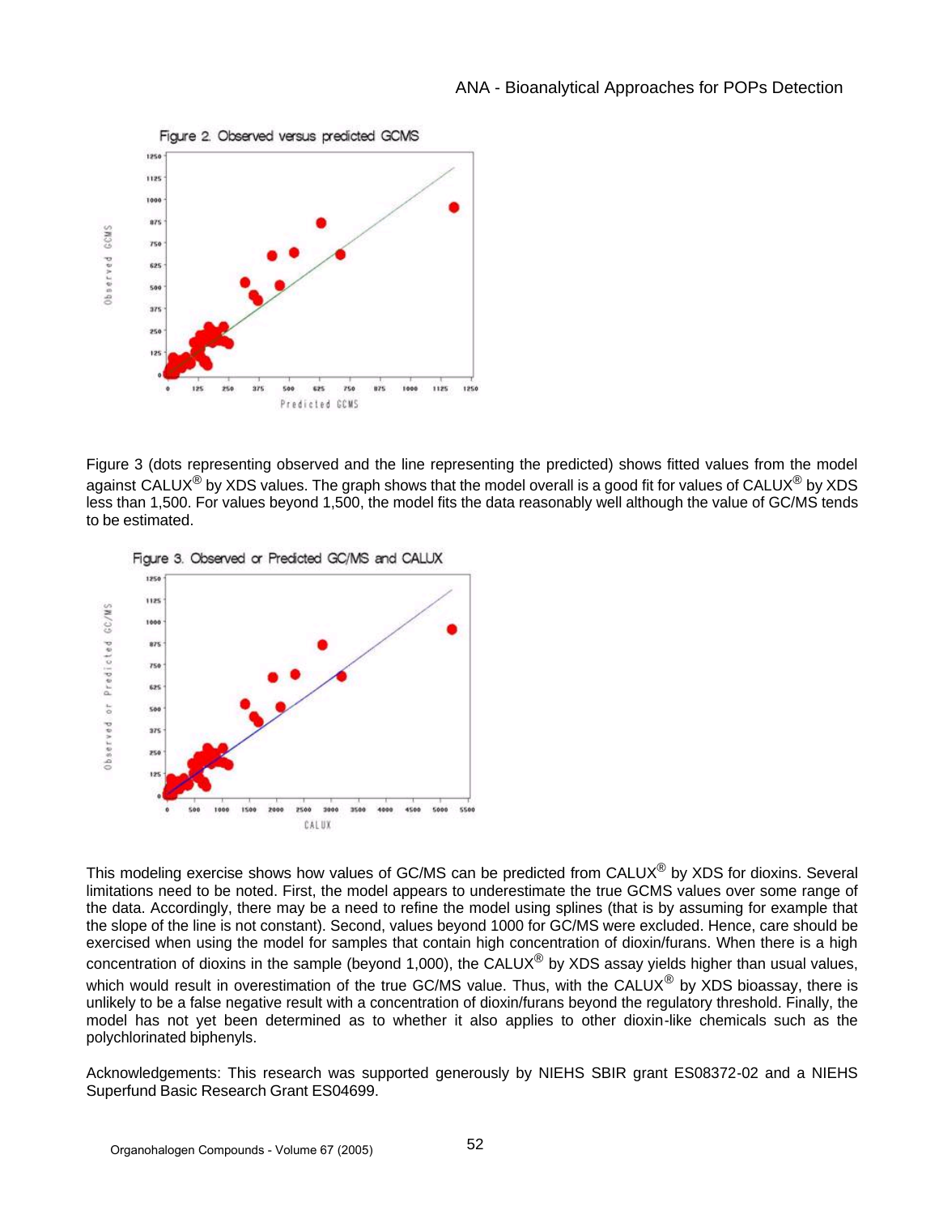Figure 2. Observed versus predicted GCMS

Figure 3 (dots representing observed and the line representing the predicted) shows fitted values from the model against CALUX® by XDS values. The graph shows that the model overall is a good fit for values of CALUX® by XDS less than 1,500. For values beyond 1,500, the model fits the data reasonably well although the value of GC/MS tends to be estimated.

Figure 3. Observed or Predicted GC/MS and CALUX

This modeling exercise shows how values of GC/MS can be predicted from CALUX® by XDS for dioxins. Several limitations need to be noted. First, the model appears to underestimate the true GCMS values over some range of the data. Accordingly, there may be a need to refine the model using splines (that is by assuming for example that the slope of the line is not constant). Second, values beyond 1000 for GC/MS were excluded. Hence, care should be exercised when using the model for samples that contain high concentration of dioxin/furans. When there is a high concentration of dioxins in the sample (beyond 1,000), the CALUX® by XDS assay yields higher than usual values, which would result in overestimation of the true GC/MS value. Thus, with the CALUX® by XDS bioassay, there is unlikely to be a false negative result with a concentration of dioxin/furans beyond the regulatory threshold. Finally, the model has not yet been determined as to whether it also applies to other dioxin-like chemicals such as the polychlorinated biphenyls.

Acknowledgements: This research was supported generously by NIEHS SBIR grant ES08372-02 and a NIEHS Superfund Basic Research Grant ES04699.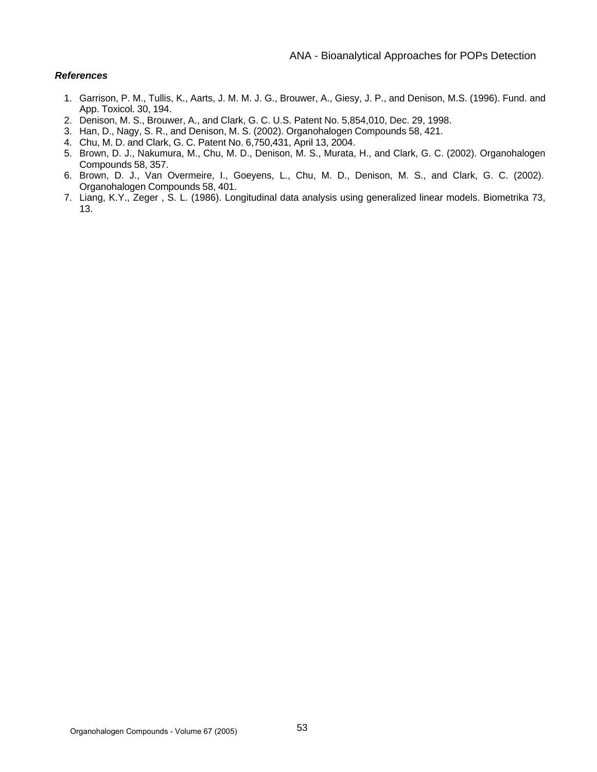### *References*

1. Garrison, P. M., Tullis, K., Aarts, J. M. M. J. G., Brouwer, A., Giesy, J. P., and Denison, M.S. (1996). Fund. and App. Toxicol. 30, 194.
2. Denison, M. S., Brouwer, A., and Clark, G. C. U.S. Patent No. 5,854,010, Dec. 29, 1998.
3. Han, D., Nagy, S. R., and Denison, M. S. (2002). Organohalogen Compounds 58, 421.
4. Chu, M. D. and Clark, G. C. Patent No. 6,750,431, April 13, 2004.
5. Brown, D. J., Nakumura, M., Chu, M. D., Denison, M. S., Murata, H., and Clark, G. C. (2002). Organohalogen Compounds 58, 357.
6. Brown, D. J., Van Overmeire, I., Goeyens, L., Chu, M. D., Denison, M. S., and Clark, G. C. (2002). Organohalogen Compounds 58, 401.
7. Liang, K.Y., Zeger , S. L. (1986). Longitudinal data analysis using generalized linear models. Biometrika 73, 13.